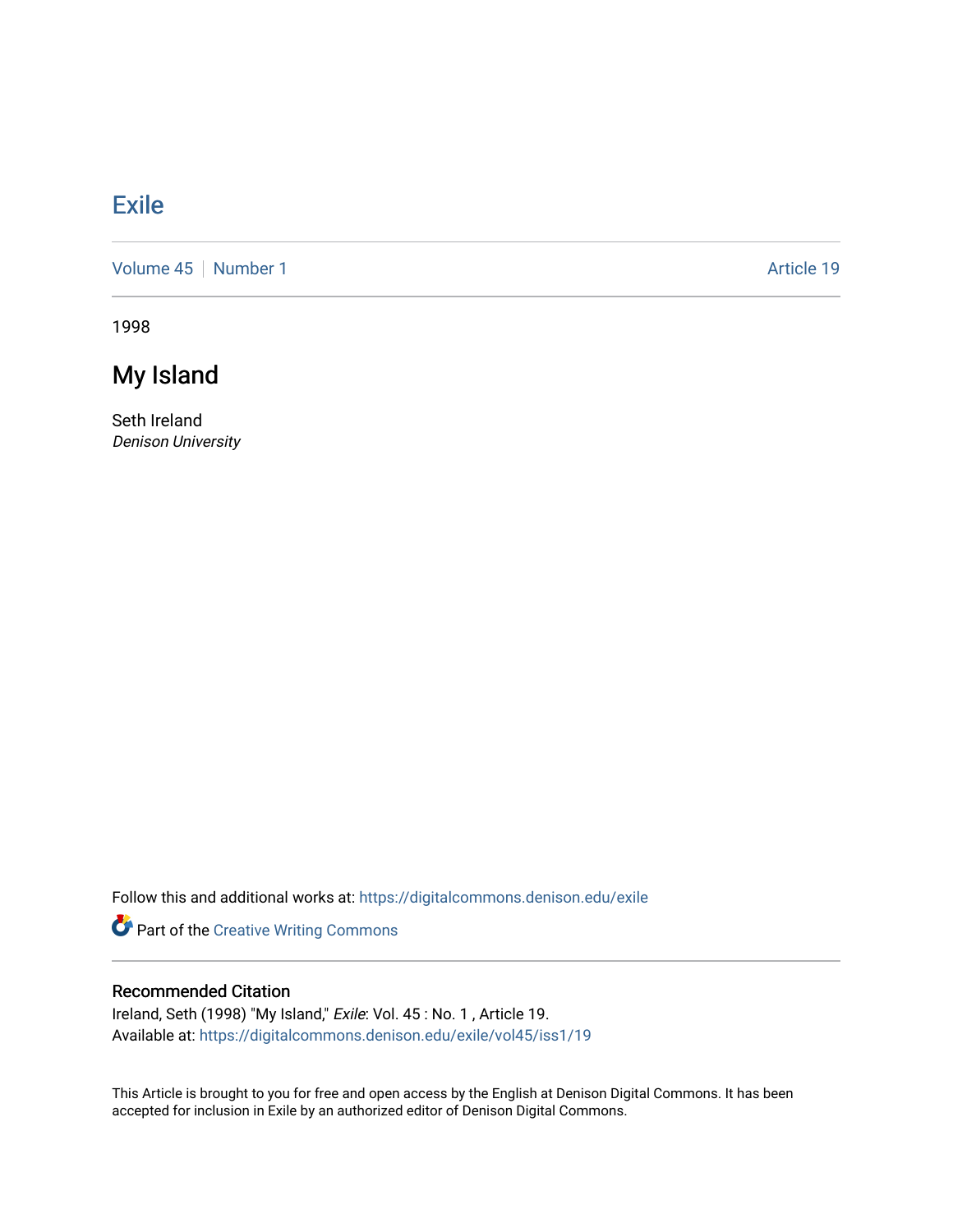# Exile

Volume 45 | Number 1 | Article 19

1998

## My Island

Seth Ireland
*Denison University*

Follow this and additional works at: https://digitalcommons.denison.edu/exile

Part of the Creative Writing Commons

### Recommended Citation

Ireland, Seth (1998) "My Island," *Exile*: Vol. 45 : No. 1 , Article 19.
Available at: https://digitalcommons.denison.edu/exile/vol45/iss1/19

This Article is brought to you for free and open access by the English at Denison Digital Commons. It has been accepted for inclusion in Exile by an authorized editor of Denison Digital Commons.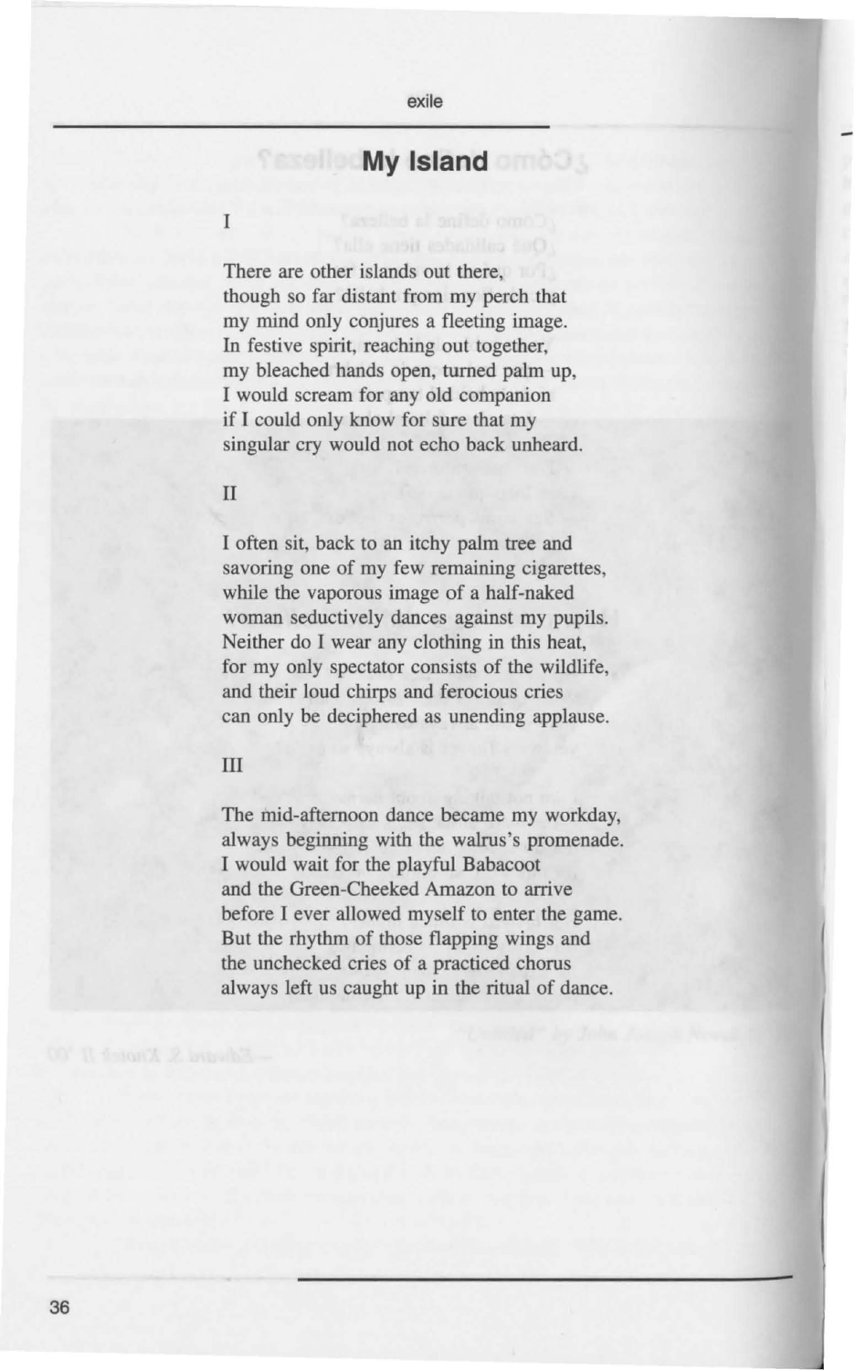# My Island

I

There are other islands out there,
though so far distant from my perch that
my mind only conjures a fleeting image.
In festive spirit, reaching out together,
my bleached hands open, turned palm up,
I would scream for any old companion
if I could only know for sure that my
singular cry would not echo back unheard.

II

I often sit, back to an itchy palm tree and
savoring one of my few remaining cigarettes,
while the vaporous image of a half-naked
woman seductively dances against my pupils.
Neither do I wear any clothing in this heat,
for my only spectator consists of the wildlife,
and their loud chirps and ferocious cries
can only be deciphered as unending applause.

III

The mid-afternoon dance became my workday,
always beginning with the walrus's promenade.
I would wait for the playful Babacoot
and the Green-Cheeked Amazon to arrive
before I ever allowed myself to enter the game.
But the rhythm of those flapping wings and
the unchecked cries of a practiced chorus
always left us caught up in the ritual of dance.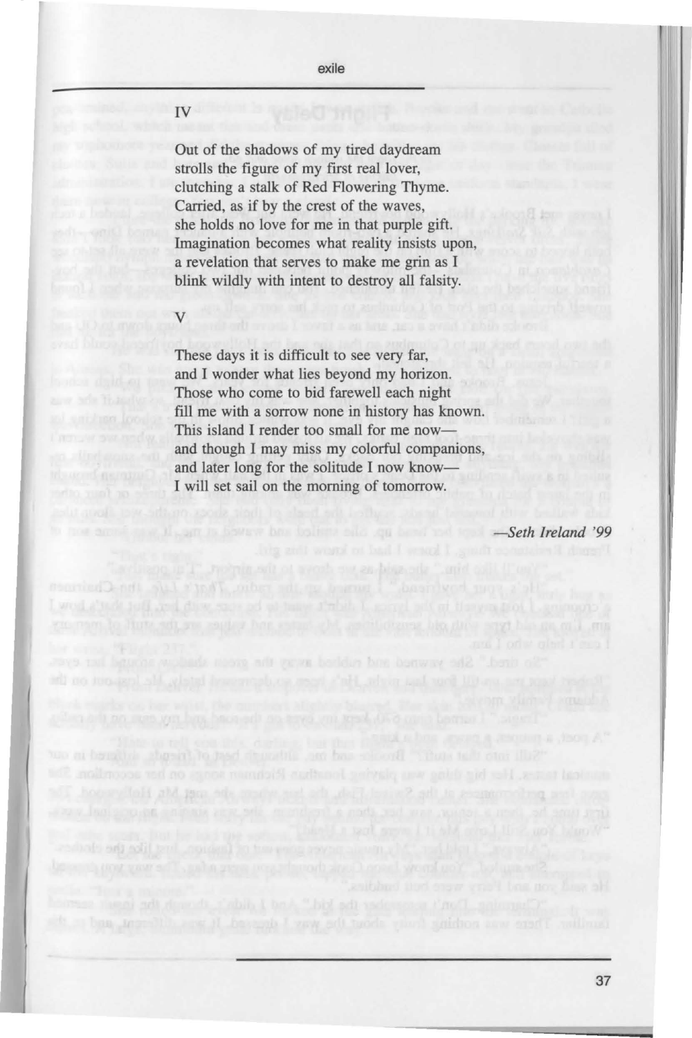IV

Out of the shadows of my tired daydream  
strolls the figure of my first real lover,  
clutching a stalk of Red Flowering Thyme.  
Carried, as if by the crest of the waves,  
she holds no love for me in that purple gift.  
Imagination becomes what reality insists upon,  
a revelation that serves to make me grin as I  
blink wildly with intent to destroy all falsity.

V

These days it is difficult to see very far,  
and I wonder what lies beyond my horizon.  
Those who come to bid farewell each night  
fill me with a sorrow none in history has known.  
This island I render too small for me now—  
and though I may miss my colorful companions,  
and later long for the solitude I now know—  
I will set sail on the morning of tomorrow.

*—Seth Ireland '99*